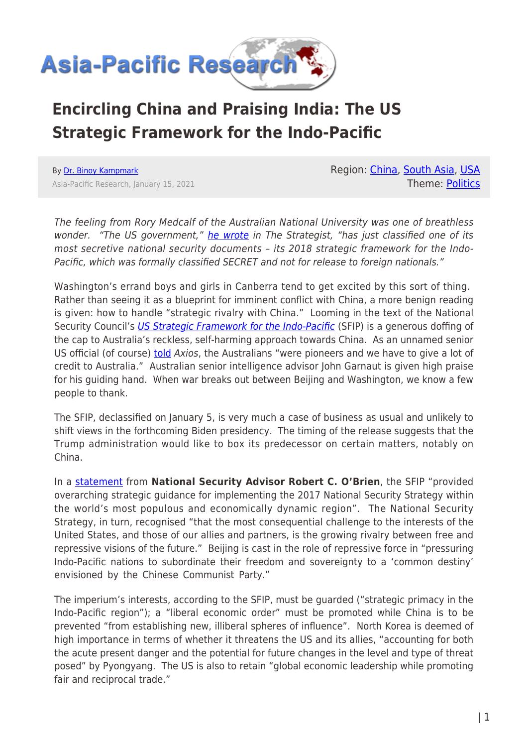# Encircling China and Praising India: The US Strategic Framework for the Indo-Pacific

By Dr. Binoy Kampmark

Asia-Pacific Research, January 15, 2021

Region: China, South Asia, USA

Theme: Politics

*The feeling from Rory Medcalf of the Australian National University was one of breathless wonder. "The US government," he wrote in The Strategist, "has just classified one of its most secretive national security documents – its 2018 strategic framework for the Indo-Pacific, which was formally classified SECRET and not for release to foreign nationals."*

Washington's errand boys and girls in Canberra tend to get excited by this sort of thing. Rather than seeing it as a blueprint for imminent conflict with China, a more benign reading is given: how to handle "strategic rivalry with China." Looming in the text of the National Security Council's *US Strategic Framework for the Indo-Pacific* (SFIP) is a generous doffing of the cap to Australia's reckless, self-harming approach towards China. As an unnamed senior US official (of course) told *Axios*, the Australians "were pioneers and we have to give a lot of credit to Australia." Australian senior intelligence advisor John Garnaut is given high praise for his guiding hand. When war breaks out between Beijing and Washington, we know a few people to thank.

The SFIP, declassified on January 5, is very much a case of business as usual and unlikely to shift views in the forthcoming Biden presidency. The timing of the release suggests that the Trump administration would like to box its predecessor on certain matters, notably on China.

In a statement from **National Security Advisor Robert C. O'Brien**, the SFIP "provided overarching strategic guidance for implementing the 2017 National Security Strategy within the world's most populous and economically dynamic region". The National Security Strategy, in turn, recognised "that the most consequential challenge to the interests of the United States, and those of our allies and partners, is the growing rivalry between free and repressive visions of the future." Beijing is cast in the role of repressive force in "pressuring Indo-Pacific nations to subordinate their freedom and sovereignty to a 'common destiny' envisioned by the Chinese Communist Party."

The imperium's interests, according to the SFIP, must be guarded ("strategic primacy in the Indo-Pacific region"); a "liberal economic order" must be promoted while China is to be prevented "from establishing new, illiberal spheres of influence". North Korea is deemed of high importance in terms of whether it threatens the US and its allies, "accounting for both the acute present danger and the potential for future changes in the level and type of threat posed" by Pyongyang. The US is also to retain "global economic leadership while promoting fair and reciprocal trade."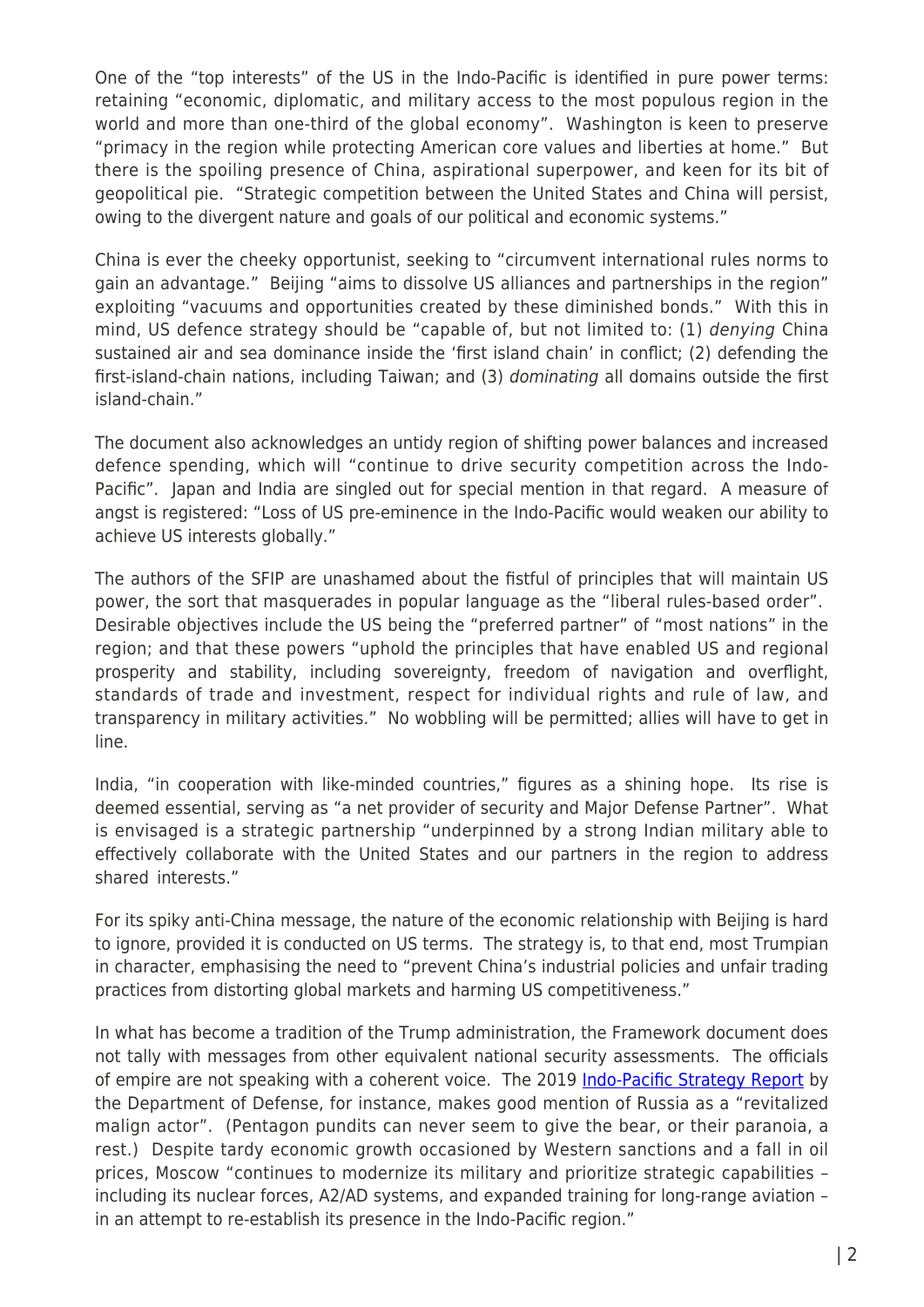One of the "top interests" of the US in the Indo-Pacific is identified in pure power terms: retaining "economic, diplomatic, and military access to the most populous region in the world and more than one-third of the global economy". Washington is keen to preserve "primacy in the region while protecting American core values and liberties at home." But there is the spoiling presence of China, aspirational superpower, and keen for its bit of geopolitical pie. "Strategic competition between the United States and China will persist, owing to the divergent nature and goals of our political and economic systems."

China is ever the cheeky opportunist, seeking to "circumvent international rules norms to gain an advantage." Beijing "aims to dissolve US alliances and partnerships in the region" exploiting "vacuums and opportunities created by these diminished bonds." With this in mind, US defence strategy should be "capable of, but not limited to: (1) *denying* China sustained air and sea dominance inside the 'first island chain' in conflict; (2) defending the first-island-chain nations, including Taiwan; and (3) *dominating* all domains outside the first island-chain."

The document also acknowledges an untidy region of shifting power balances and increased defence spending, which will "continue to drive security competition across the Indo-Pacific". Japan and India are singled out for special mention in that regard. A measure of angst is registered: "Loss of US pre-eminence in the Indo-Pacific would weaken our ability to achieve US interests globally."

The authors of the SFIP are unashamed about the fistful of principles that will maintain US power, the sort that masquerades in popular language as the "liberal rules-based order". Desirable objectives include the US being the "preferred partner" of "most nations" in the region; and that these powers "uphold the principles that have enabled US and regional prosperity and stability, including sovereignty, freedom of navigation and overflight, standards of trade and investment, respect for individual rights and rule of law, and transparency in military activities." No wobbling will be permitted; allies will have to get in line.

India, "in cooperation with like-minded countries," figures as a shining hope. Its rise is deemed essential, serving as "a net provider of security and Major Defense Partner". What is envisaged is a strategic partnership "underpinned by a strong Indian military able to effectively collaborate with the United States and our partners in the region to address shared interests."

For its spiky anti-China message, the nature of the economic relationship with Beijing is hard to ignore, provided it is conducted on US terms. The strategy is, to that end, most Trumpian in character, emphasising the need to "prevent China's industrial policies and unfair trading practices from distorting global markets and harming US competitiveness."

In what has become a tradition of the Trump administration, the Framework document does not tally with messages from other equivalent national security assessments. The officials of empire are not speaking with a coherent voice. The 2019 [Indo-Pacific Strategy Report] by the Department of Defense, for instance, makes good mention of Russia as a "revitalized malign actor". (Pentagon pundits can never seem to give the bear, or their paranoia, a rest.) Despite tardy economic growth occasioned by Western sanctions and a fall in oil prices, Moscow "continues to modernize its military and prioritize strategic capabilities – including its nuclear forces, A2/AD systems, and expanded training for long-range aviation – in an attempt to re-establish its presence in the Indo-Pacific region."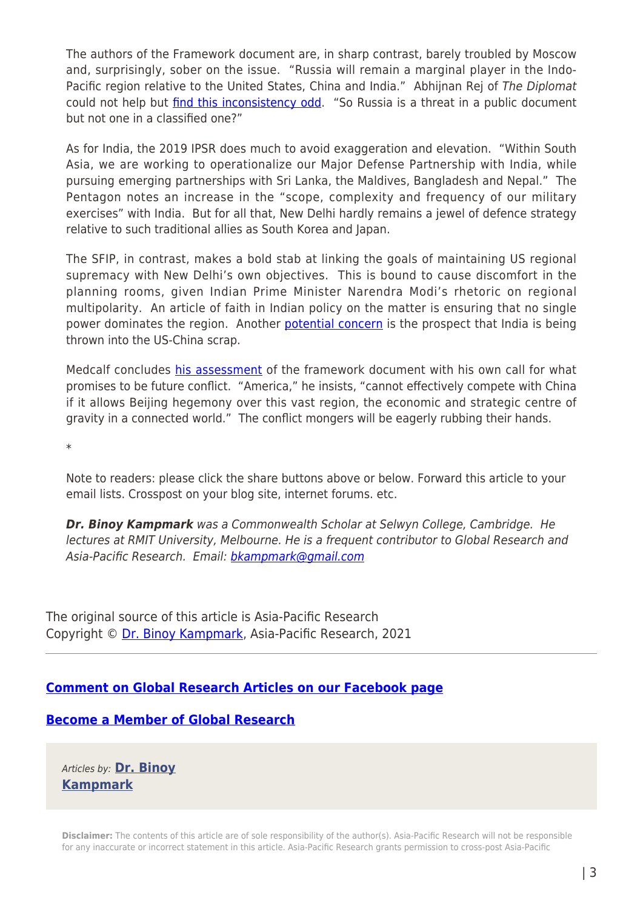The authors of the Framework document are, in sharp contrast, barely troubled by Moscow and, surprisingly, sober on the issue. "Russia will remain a marginal player in the Indo-Pacific region relative to the United States, China and India." Abhijnan Rej of *The Diplomat* could not help but [find this inconsistency odd](). "So Russia is a threat in a public document but not one in a classified one?"

As for India, the 2019 IPSR does much to avoid exaggeration and elevation. "Within South Asia, we are working to operationalize our Major Defense Partnership with India, while pursuing emerging partnerships with Sri Lanka, the Maldives, Bangladesh and Nepal." The Pentagon notes an increase in the "scope, complexity and frequency of our military exercises" with India. But for all that, New Delhi hardly remains a jewel of defence strategy relative to such traditional allies as South Korea and Japan.

The SFIP, in contrast, makes a bold stab at linking the goals of maintaining US regional supremacy with New Delhi's own objectives. This is bound to cause discomfort in the planning rooms, given Indian Prime Minister Narendra Modi's rhetoric on regional multipolarity. An article of faith in Indian policy on the matter is ensuring that no single power dominates the region. Another [potential concern]() is the prospect that India is being thrown into the US-China scrap.

Medcalf concludes [his assessment]() of the framework document with his own call for what promises to be future conflict. "America," he insists, "cannot effectively compete with China if it allows Beijing hegemony over this vast region, the economic and strategic centre of gravity in a connected world." The conflict mongers will be eagerly rubbing their hands.

*

Note to readers: please click the share buttons above or below. Forward this article to your email lists. Crosspost on your blog site, internet forums. etc.

***Dr. Binoy Kampmark*** *was a Commonwealth Scholar at Selwyn College, Cambridge. He lectures at RMIT University, Melbourne. He is a frequent contributor to Global Research and Asia-Pacific Research. Email: [bkampmark@gmail.com]()*

The original source of this article is Asia-Pacific Research
Copyright © [Dr. Binoy Kampmark](), Asia-Pacific Research, 2021

---

**[Comment on Global Research Articles on our Facebook page]()**

**[Become a Member of Global Research]()**

*Articles by:* **[Dr. Binoy Kampmark]()**

**Disclaimer:** The contents of this article are of sole responsibility of the author(s). Asia-Pacific Research will not be responsible for any inaccurate or incorrect statement in this article. Asia-Pacific Research grants permission to cross-post Asia-Pacific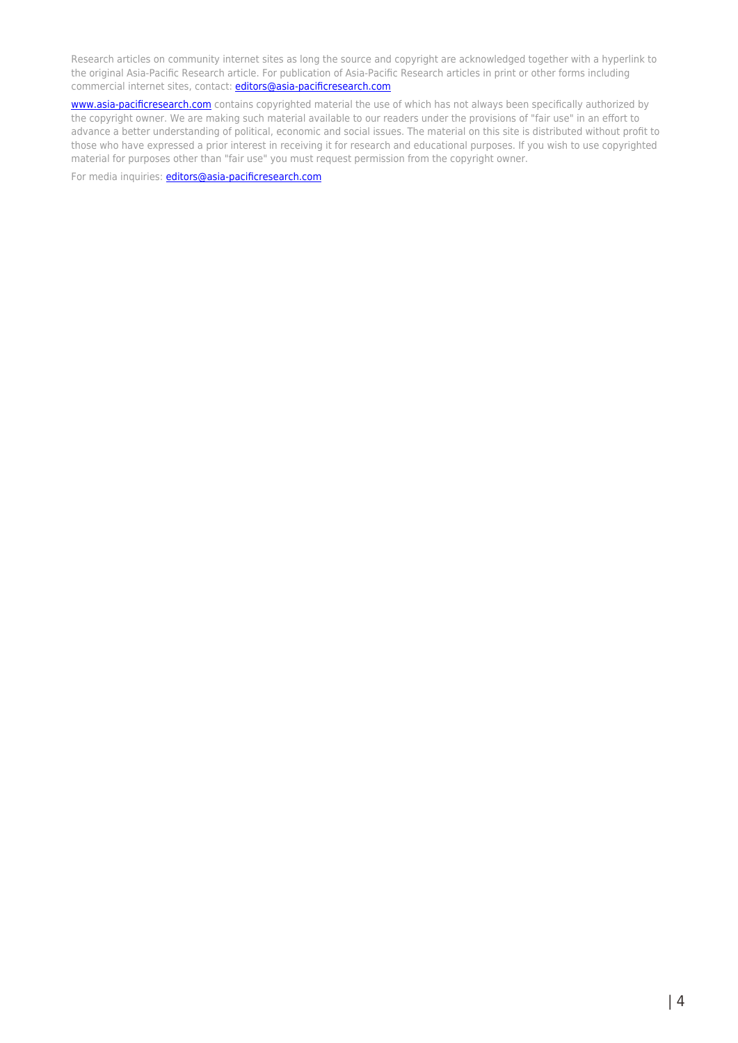Research articles on community internet sites as long the source and copyright are acknowledged together with a hyperlink to the original Asia-Pacific Research article. For publication of Asia-Pacific Research articles in print or other forms including commercial internet sites, contact: editors@asia-pacificresearch.com

www.asia-pacificresearch.com contains copyrighted material the use of which has not always been specifically authorized by the copyright owner. We are making such material available to our readers under the provisions of "fair use" in an effort to advance a better understanding of political, economic and social issues. The material on this site is distributed without profit to those who have expressed a prior interest in receiving it for research and educational purposes. If you wish to use copyrighted material for purposes other than "fair use" you must request permission from the copyright owner.

For media inquiries: editors@asia-pacificresearch.com